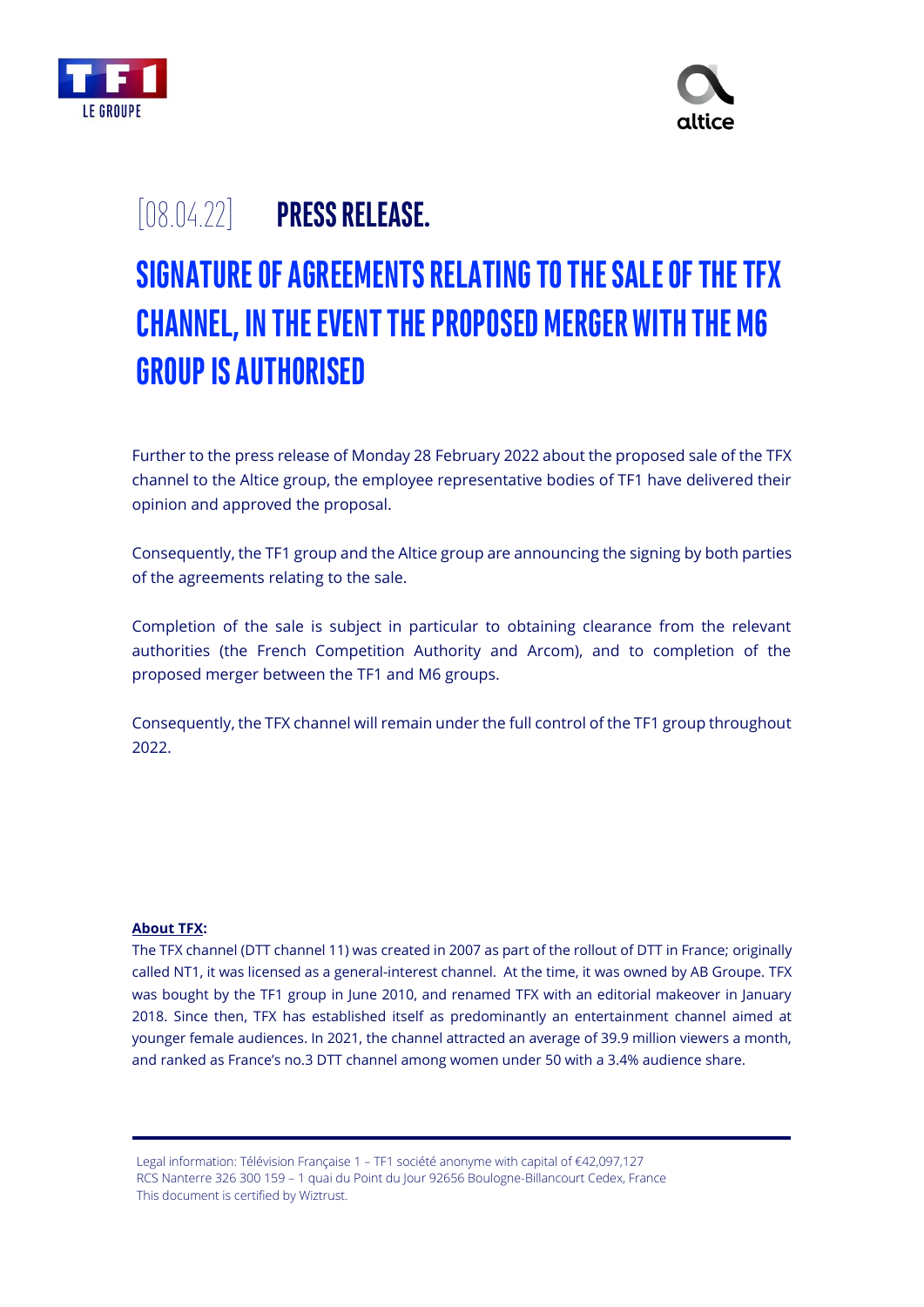[08.04.22] **PRESS RELEASE.**

# SIGNATURE OF AGREEMENTS RELATING TO THE SALE OF THE TFX CHANNEL, IN THE EVENT THE PROPOSED MERGER WITH THE M6 GROUP IS AUTHORISED

Further to the press release of Monday 28 February 2022 about the proposed sale of the TFX channel to the Altice group, the employee representative bodies of TF1 have delivered their opinion and approved the proposal.

Consequently, the TF1 group and the Altice group are announcing the signing by both parties of the agreements relating to the sale.

Completion of the sale is subject in particular to obtaining clearance from the relevant authorities (the French Competition Authority and Arcom), and to completion of the proposed merger between the TF1 and M6 groups.

Consequently, the TFX channel will remain under the full control of the TF1 group throughout 2022.

**About TFX:**

The TFX channel (DTT channel 11) was created in 2007 as part of the rollout of DTT in France; originally called NT1, it was licensed as a general-interest channel. At the time, it was owned by AB Groupe. TFX was bought by the TF1 group in June 2010, and renamed TFX with an editorial makeover in January 2018. Since then, TFX has established itself as predominantly an entertainment channel aimed at younger female audiences. In 2021, the channel attracted an average of 39.9 million viewers a month, and ranked as France's no.3 DTT channel among women under 50 with a 3.4% audience share.

Legal information: Télévision Française 1 – TF1 société anonyme with capital of €42,097,127
RCS Nanterre 326 300 159 – 1 quai du Point du Jour 92656 Boulogne-Billancourt Cedex, France
This document is certified by Wiztrust.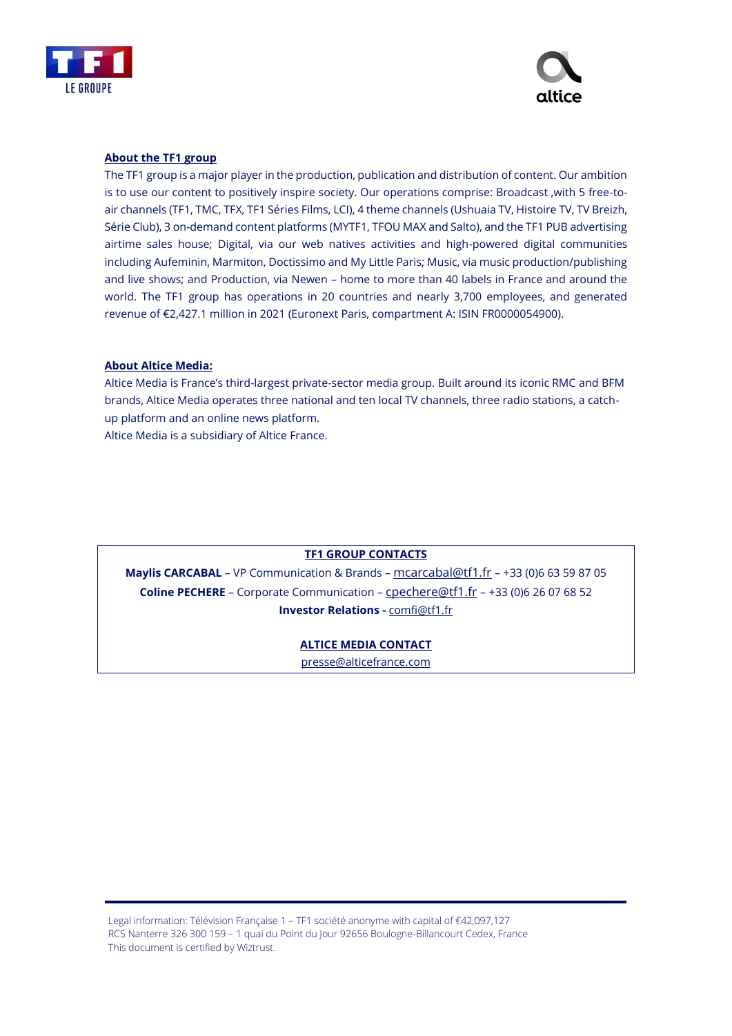## About the TF1 group

The TF1 group is a major player in the production, publication and distribution of content. Our ambition is to use our content to positively inspire society. Our operations comprise: Broadcast ,with 5 free-to-air channels (TF1, TMC, TFX, TF1 Séries Films, LCI), 4 theme channels (Ushuaia TV, Histoire TV, TV Breizh, Série Club), 3 on-demand content platforms (MYTF1, TFOU MAX and Salto), and the TF1 PUB advertising airtime sales house; Digital, via our web natives activities and high-powered digital communities including Aufeminin, Marmiton, Doctissimo and My Little Paris; Music, via music production/publishing and live shows; and Production, via Newen – home to more than 40 labels in France and around the world. The TF1 group has operations in 20 countries and nearly 3,700 employees, and generated revenue of €2,427.1 million in 2021 (Euronext Paris, compartment A: ISIN FR0000054900).

## About Altice Media:

Altice Media is France's third-largest private-sector media group. Built around its iconic RMC and BFM brands, Altice Media operates three national and ten local TV channels, three radio stations, a catch-up platform and an online news platform.

Altice Media is a subsidiary of Altice France.

**TF1 GROUP CONTACTS**

**Maylis CARCABAL** – VP Communication & Brands – mcarcabal@tf1.fr – +33 (0)6 63 59 87 05

**Coline PECHERE** – Corporate Communication – cpechere@tf1.fr – +33 (0)6 26 07 68 52

**Investor Relations -** comfi@tf1.fr

**ALTICE MEDIA CONTACT**

presse@alticefrance.com

Legal information: Télévision Française 1 – TF1 société anonyme with capital of €42,097,127
RCS Nanterre 326 300 159 – 1 quai du Point du Jour 92656 Boulogne-Billancourt Cedex, France
This document is certified by Wiztrust.